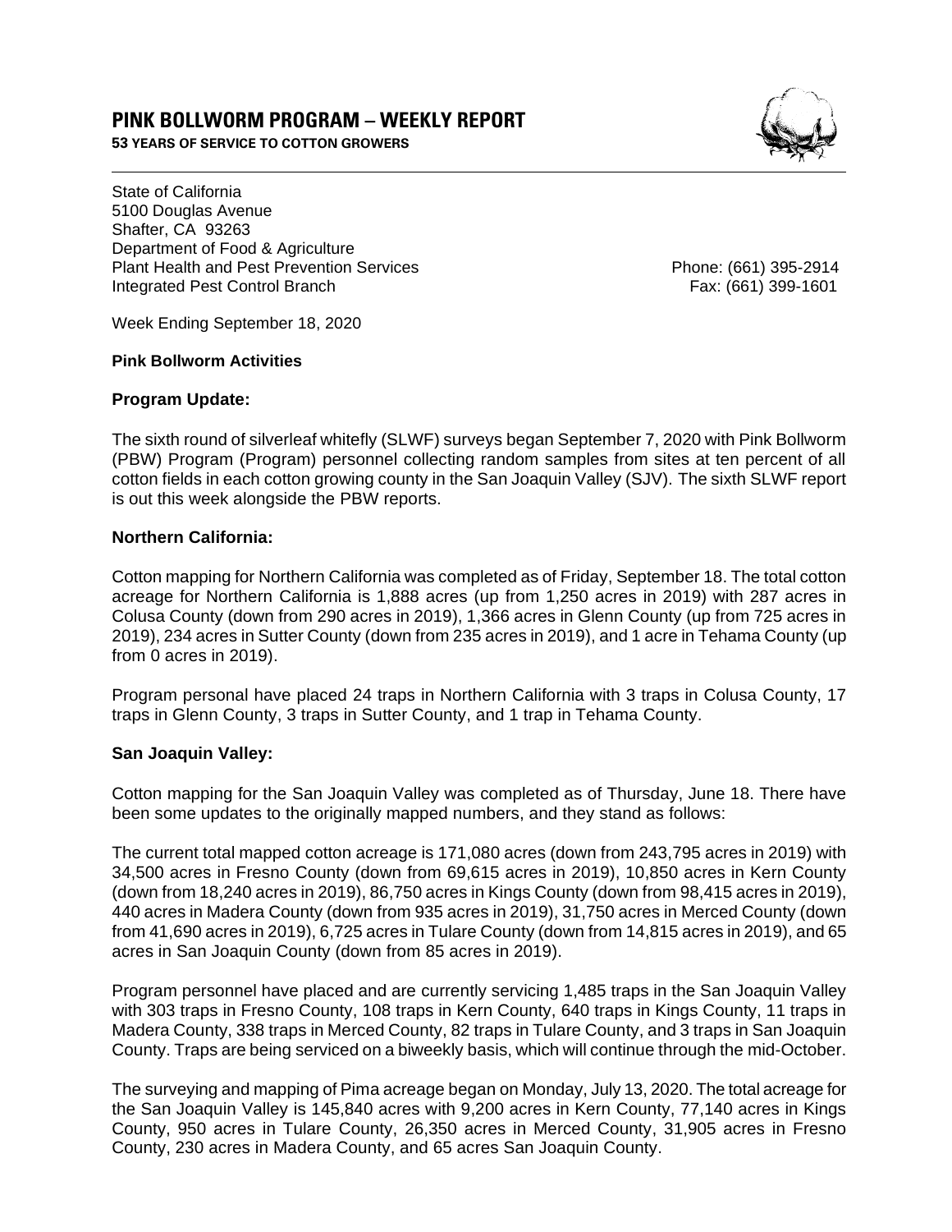# PINK BOLLWORM PROGRAM – WEEKLY REPORT

**53 YEARS OF SERVICE TO COTTON GROWERS**

State of California
5100 Douglas Avenue
Shafter, CA 93263
Department of Food & Agriculture
Plant Health and Pest Prevention Services
Integrated Pest Control Branch

Phone: (661) 395-2914
Fax: (661) 399-1601

Week Ending September 18, 2020

**Pink Bollworm Activities**

**Program Update:**

The sixth round of silverleaf whitefly (SLWF) surveys began September 7, 2020 with Pink Bollworm (PBW) Program (Program) personnel collecting random samples from sites at ten percent of all cotton fields in each cotton growing county in the San Joaquin Valley (SJV). The sixth SLWF report is out this week alongside the PBW reports.

**Northern California:**

Cotton mapping for Northern California was completed as of Friday, September 18. The total cotton acreage for Northern California is 1,888 acres (up from 1,250 acres in 2019) with 287 acres in Colusa County (down from 290 acres in 2019), 1,366 acres in Glenn County (up from 725 acres in 2019), 234 acres in Sutter County (down from 235 acres in 2019), and 1 acre in Tehama County (up from 0 acres in 2019).

Program personal have placed 24 traps in Northern California with 3 traps in Colusa County, 17 traps in Glenn County, 3 traps in Sutter County, and 1 trap in Tehama County.

**San Joaquin Valley:**

Cotton mapping for the San Joaquin Valley was completed as of Thursday, June 18. There have been some updates to the originally mapped numbers, and they stand as follows:

The current total mapped cotton acreage is 171,080 acres (down from 243,795 acres in 2019) with 34,500 acres in Fresno County (down from 69,615 acres in 2019), 10,850 acres in Kern County (down from 18,240 acres in 2019), 86,750 acres in Kings County (down from 98,415 acres in 2019), 440 acres in Madera County (down from 935 acres in 2019), 31,750 acres in Merced County (down from 41,690 acres in 2019), 6,725 acres in Tulare County (down from 14,815 acres in 2019), and 65 acres in San Joaquin County (down from 85 acres in 2019).

Program personnel have placed and are currently servicing 1,485 traps in the San Joaquin Valley with 303 traps in Fresno County, 108 traps in Kern County, 640 traps in Kings County, 11 traps in Madera County, 338 traps in Merced County, 82 traps in Tulare County, and 3 traps in San Joaquin County. Traps are being serviced on a biweekly basis, which will continue through the mid-October.

The surveying and mapping of Pima acreage began on Monday, July 13, 2020. The total acreage for the San Joaquin Valley is 145,840 acres with 9,200 acres in Kern County, 77,140 acres in Kings County, 950 acres in Tulare County, 26,350 acres in Merced County, 31,905 acres in Fresno County, 230 acres in Madera County, and 65 acres San Joaquin County.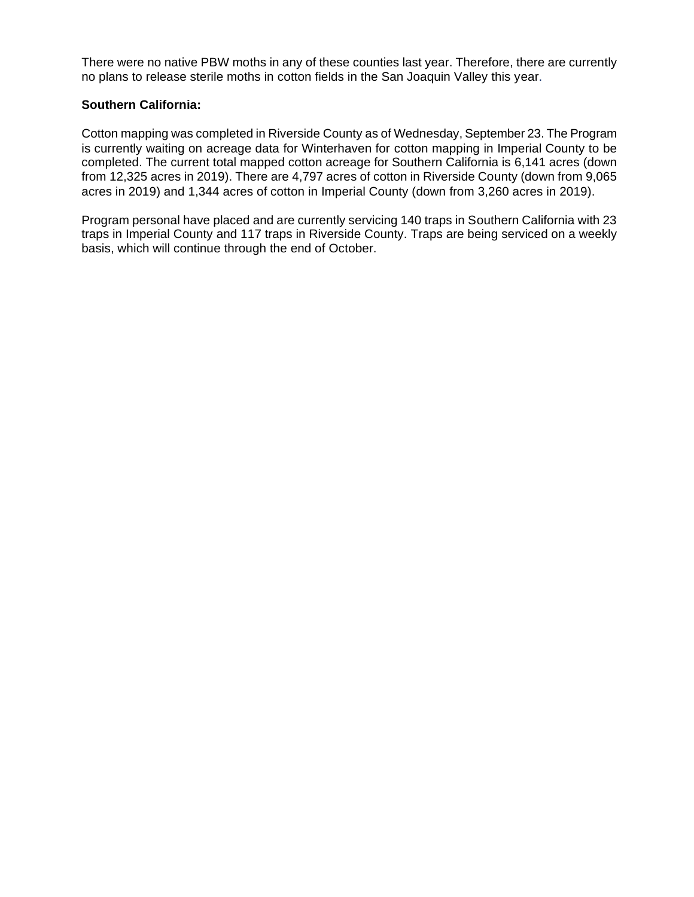There were no native PBW moths in any of these counties last year. Therefore, there are currently no plans to release sterile moths in cotton fields in the San Joaquin Valley this year.

**Southern California:**

Cotton mapping was completed in Riverside County as of Wednesday, September 23. The Program is currently waiting on acreage data for Winterhaven for cotton mapping in Imperial County to be completed. The current total mapped cotton acreage for Southern California is 6,141 acres (down from 12,325 acres in 2019). There are 4,797 acres of cotton in Riverside County (down from 9,065 acres in 2019) and 1,344 acres of cotton in Imperial County (down from 3,260 acres in 2019).

Program personal have placed and are currently servicing 140 traps in Southern California with 23 traps in Imperial County and 117 traps in Riverside County. Traps are being serviced on a weekly basis, which will continue through the end of October.